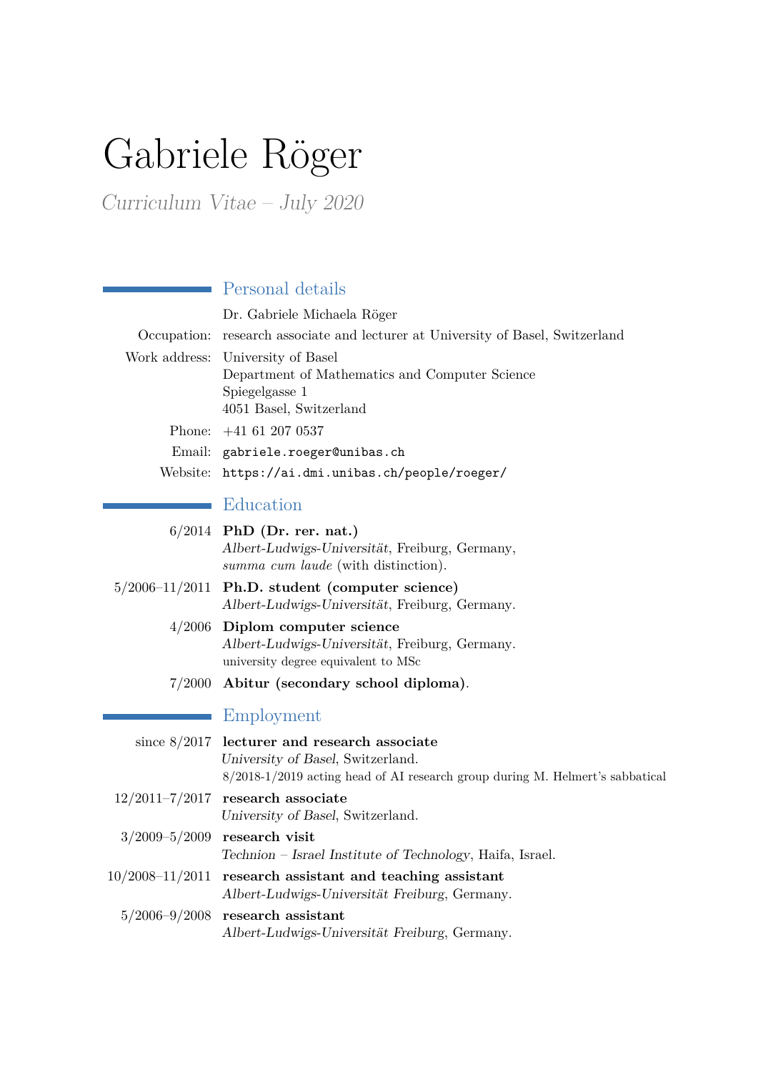# Gabriele Röger

*Curriculum Vitae – July 2020*

## Personal details

Dr. Gabriele Michaela Röger

Occupation: research associate and lecturer at University of Basel, Switzerland

Work address: University of Basel
Department of Mathematics and Computer Science
Spiegelgasse 1
4051 Basel, Switzerland

Phone: +41 61 207 0537

Email: `gabriele.roeger@unibas.ch`

Website: `https://ai.dmi.unibas.ch/people/roeger/`

## Education

6/2014 **PhD (Dr. rer. nat.)**
*Albert-Ludwigs-Universität*, Freiburg, Germany,
*summa cum laude* (with distinction).

5/2006–11/2011 **Ph.D. student (computer science)**
*Albert-Ludwigs-Universität*, Freiburg, Germany.

4/2006 **Diplom computer science**
*Albert-Ludwigs-Universität*, Freiburg, Germany.
university degree equivalent to MSc

7/2000 **Abitur (secondary school diploma)**.

## Employment

since 8/2017 **lecturer and research associate**
*University of Basel*, Switzerland.
8/2018-1/2019 acting head of AI research group during M. Helmert's sabbatical

12/2011–7/2017 **research associate**
*University of Basel*, Switzerland.

3/2009–5/2009 **research visit**
*Technion – Israel Institute of Technology*, Haifa, Israel.

10/2008–11/2011 **research assistant and teaching assistant**
*Albert-Ludwigs-Universität Freiburg*, Germany.

5/2006–9/2008 **research assistant**
*Albert-Ludwigs-Universität Freiburg*, Germany.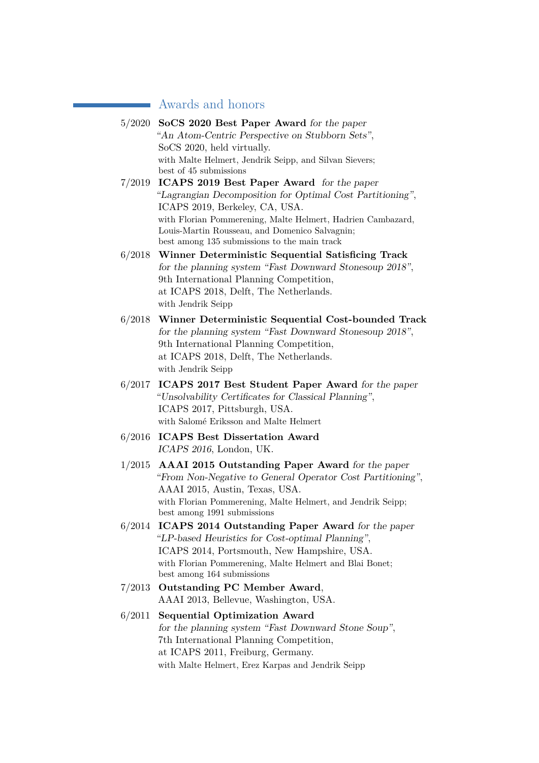## Awards and honors

5/2020 **SoCS 2020 Best Paper Award** *for the paper*
*"An Atom-Centric Perspective on Stubborn Sets"*,
SoCS 2020, held virtually.
with Malte Helmert, Jendrik Seipp, and Silvan Sievers;
best of 45 submissions

7/2019 **ICAPS 2019 Best Paper Award** *for the paper*
*"Lagrangian Decomposition for Optimal Cost Partitioning"*,
ICAPS 2019, Berkeley, CA, USA.
with Florian Pommerening, Malte Helmert, Hadrien Cambazard, Louis-Martin Rousseau, and Domenico Salvagnin;
best among 135 submissions to the main track

6/2018 **Winner Deterministic Sequential Satisficing Track**
*for the planning system "Fast Downward Stonesoup 2018"*,
9th International Planning Competition,
at ICAPS 2018, Delft, The Netherlands.
with Jendrik Seipp

6/2018 **Winner Deterministic Sequential Cost-bounded Track**
*for the planning system "Fast Downward Stonesoup 2018"*,
9th International Planning Competition,
at ICAPS 2018, Delft, The Netherlands.
with Jendrik Seipp

6/2017 **ICAPS 2017 Best Student Paper Award** *for the paper*
*"Unsolvability Certificates for Classical Planning"*,
ICAPS 2017, Pittsburgh, USA.
with Salomé Eriksson and Malte Helmert

6/2016 **ICAPS Best Dissertation Award**
*ICAPS 2016*, London, UK.

1/2015 **AAAI 2015 Outstanding Paper Award** *for the paper*
*"From Non-Negative to General Operator Cost Partitioning"*,
AAAI 2015, Austin, Texas, USA.
with Florian Pommerening, Malte Helmert, and Jendrik Seipp;
best among 1991 submissions

6/2014 **ICAPS 2014 Outstanding Paper Award** *for the paper*
*"LP-based Heuristics for Cost-optimal Planning"*,
ICAPS 2014, Portsmouth, New Hampshire, USA.
with Florian Pommerening, Malte Helmert and Blai Bonet;
best among 164 submissions

7/2013 **Outstanding PC Member Award**,
AAAI 2013, Bellevue, Washington, USA.

6/2011 **Sequential Optimization Award**
*for the planning system "Fast Downward Stone Soup"*,
7th International Planning Competition,
at ICAPS 2011, Freiburg, Germany.
with Malte Helmert, Erez Karpas and Jendrik Seipp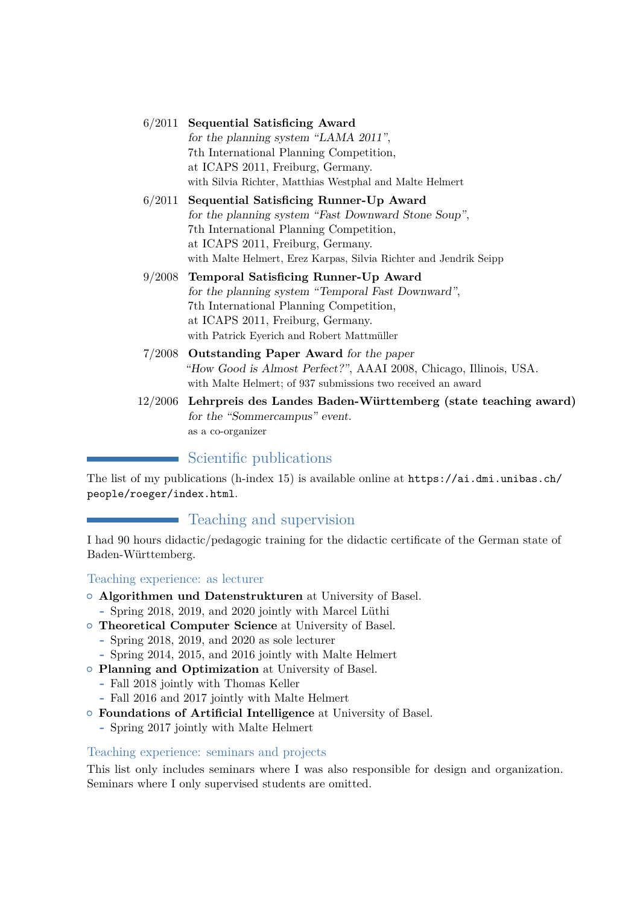6/2011 **Sequential Satisficing Award**
*for the planning system "LAMA 2011"*,
7th International Planning Competition,
at ICAPS 2011, Freiburg, Germany.
with Silvia Richter, Matthias Westphal and Malte Helmert

6/2011 **Sequential Satisficing Runner-Up Award**
*for the planning system "Fast Downward Stone Soup"*,
7th International Planning Competition,
at ICAPS 2011, Freiburg, Germany.
with Malte Helmert, Erez Karpas, Silvia Richter and Jendrik Seipp

9/2008 **Temporal Satisficing Runner-Up Award**
*for the planning system "Temporal Fast Downward"*,
7th International Planning Competition,
at ICAPS 2011, Freiburg, Germany.
with Patrick Eyerich and Robert Mattmüller

7/2008 **Outstanding Paper Award** *for the paper*
*"How Good is Almost Perfect?"*, AAAI 2008, Chicago, Illinois, USA.
with Malte Helmert; of 937 submissions two received an award

12/2006 **Lehrpreis des Landes Baden-Württemberg (state teaching award)**
*for the "Sommercampus" event.*
as a co-organizer

## Scientific publications

The list of my publications (h-index 15) is available online at `https://ai.dmi.unibas.ch/people/roeger/index.html`.

## Teaching and supervision

I had 90 hours didactic/pedagogic training for the didactic certificate of the German state of Baden-Württemberg.

### Teaching experience: as lecturer

- **Algorithmen und Datenstrukturen** at University of Basel.
  - Spring 2018, 2019, and 2020 jointly with Marcel Lüthi
- **Theoretical Computer Science** at University of Basel.
  - Spring 2018, 2019, and 2020 as sole lecturer
  - Spring 2014, 2015, and 2016 jointly with Malte Helmert
- **Planning and Optimization** at University of Basel.
  - Fall 2018 jointly with Thomas Keller
  - Fall 2016 and 2017 jointly with Malte Helmert
- **Foundations of Artificial Intelligence** at University of Basel.
  - Spring 2017 jointly with Malte Helmert

### Teaching experience: seminars and projects

This list only includes seminars where I was also responsible for design and organization. Seminars where I only supervised students are omitted.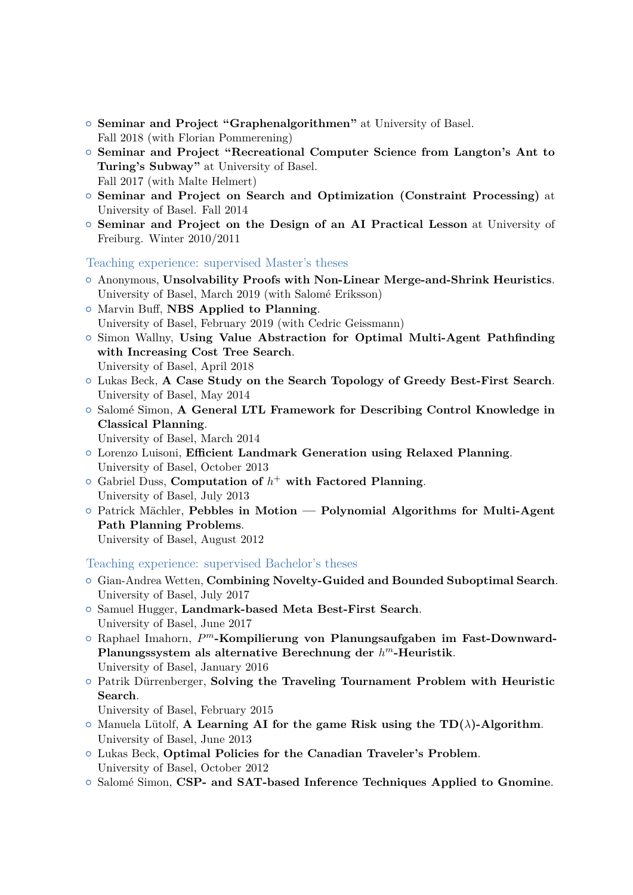- **Seminar and Project "Graphenalgorithmen"** at University of Basel.
  Fall 2018 (with Florian Pommerening)
- **Seminar and Project "Recreational Computer Science from Langton's Ant to Turing's Subway"** at University of Basel.
  Fall 2017 (with Malte Helmert)
- **Seminar and Project on Search and Optimization (Constraint Processing)** at University of Basel. Fall 2014
- **Seminar and Project on the Design of an AI Practical Lesson** at University of Freiburg. Winter 2010/2011

### Teaching experience: supervised Master's theses

- Anonymous, **Unsolvability Proofs with Non-Linear Merge-and-Shrink Heuristics**.
  University of Basel, March 2019 (with Salomé Eriksson)
- Marvin Buff, **NBS Applied to Planning**.
  University of Basel, February 2019 (with Cedric Geissmann)
- Simon Wallny, **Using Value Abstraction for Optimal Multi-Agent Pathfinding with Increasing Cost Tree Search**.
  University of Basel, April 2018
- Lukas Beck, **A Case Study on the Search Topology of Greedy Best-First Search**.
  University of Basel, May 2014
- Salomé Simon, **A General LTL Framework for Describing Control Knowledge in Classical Planning**.
  University of Basel, March 2014
- Lorenzo Luisoni, **Efficient Landmark Generation using Relaxed Planning**.
  University of Basel, October 2013
- Gabriel Duss, **Computation of $h^+$ with Factored Planning**.
  University of Basel, July 2013
- Patrick Mächler, **Pebbles in Motion — Polynomial Algorithms for Multi-Agent Path Planning Problems**.
  University of Basel, August 2012

### Teaching experience: supervised Bachelor's theses

- Gian-Andrea Wetten, **Combining Novelty-Guided and Bounded Suboptimal Search**.
  University of Basel, July 2017
- Samuel Hugger, **Landmark-based Meta Best-First Search**.
  University of Basel, June 2017
- Raphael Imahorn, **$P^m$-Kompilierung von Planungsaufgaben im Fast-Downward-Planungssystem als alternative Berechnung der $h^m$-Heuristik**.
  University of Basel, January 2016
- Patrik Dürrenberger, **Solving the Traveling Tournament Problem with Heuristic Search**.
  University of Basel, February 2015
- Manuela Lütolf, **A Learning AI for the game Risk using the TD($\lambda$)-Algorithm**.
  University of Basel, June 2013
- Lukas Beck, **Optimal Policies for the Canadian Traveler's Problem**.
  University of Basel, October 2012
- Salomé Simon, **CSP- and SAT-based Inference Techniques Applied to Gnomine**.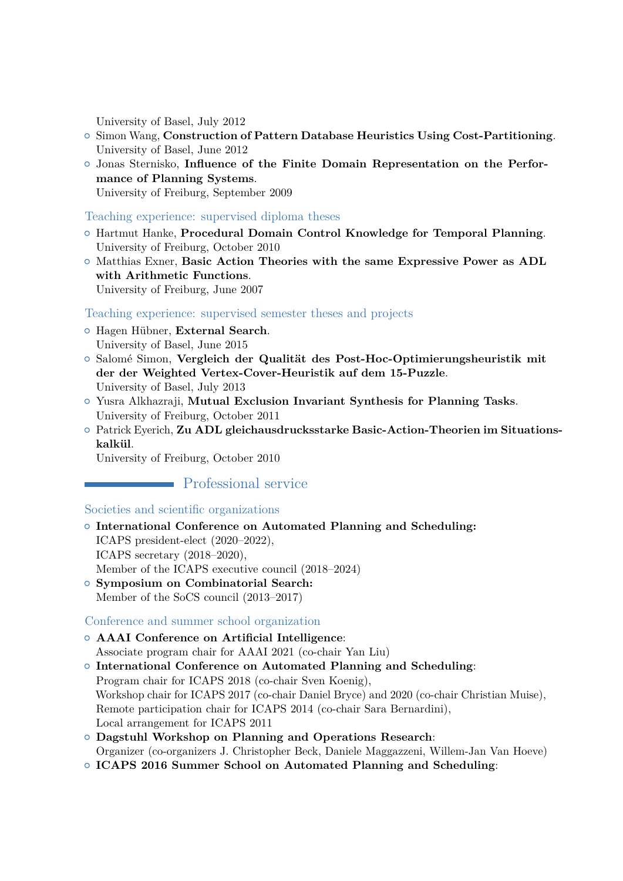University of Basel, July 2012

- Simon Wang, **Construction of Pattern Database Heuristics Using Cost-Partitioning**. University of Basel, June 2012
- Jonas Sternisko, **Influence of the Finite Domain Representation on the Performance of Planning Systems**. University of Freiburg, September 2009

### Teaching experience: supervised diploma theses

- Hartmut Hanke, **Procedural Domain Control Knowledge for Temporal Planning**. University of Freiburg, October 2010
- Matthias Exner, **Basic Action Theories with the same Expressive Power as ADL with Arithmetic Functions**. University of Freiburg, June 2007

### Teaching experience: supervised semester theses and projects

- Hagen Hübner, **External Search**. University of Basel, June 2015
- Salomé Simon, **Vergleich der Qualität des Post-Hoc-Optimierungsheuristik mit der der Weighted Vertex-Cover-Heuristik auf dem 15-Puzzle**. University of Basel, July 2013
- Yusra Alkhazraji, **Mutual Exclusion Invariant Synthesis for Planning Tasks**. University of Freiburg, October 2011
- Patrick Eyerich, **Zu ADL gleichausdrucksstarke Basic-Action-Theorien im Situationskalkül**. University of Freiburg, October 2010

## Professional service

### Societies and scientific organizations

- **International Conference on Automated Planning and Scheduling:**
  ICAPS president-elect (2020–2022),
  ICAPS secretary (2018–2020),
  Member of the ICAPS executive council (2018–2024)
- **Symposium on Combinatorial Search:**
  Member of the SoCS council (2013–2017)

### Conference and summer school organization

- **AAAI Conference on Artificial Intelligence**:
  Associate program chair for AAAI 2021 (co-chair Yan Liu)
- **International Conference on Automated Planning and Scheduling**:
  Program chair for ICAPS 2018 (co-chair Sven Koenig),
  Workshop chair for ICAPS 2017 (co-chair Daniel Bryce) and 2020 (co-chair Christian Muise),
  Remote participation chair for ICAPS 2014 (co-chair Sara Bernardini),
  Local arrangement for ICAPS 2011
- **Dagstuhl Workshop on Planning and Operations Research**:
  Organizer (co-organizers J. Christopher Beck, Daniele Maggazzeni, Willem-Jan Van Hoeve)
- **ICAPS 2016 Summer School on Automated Planning and Scheduling**: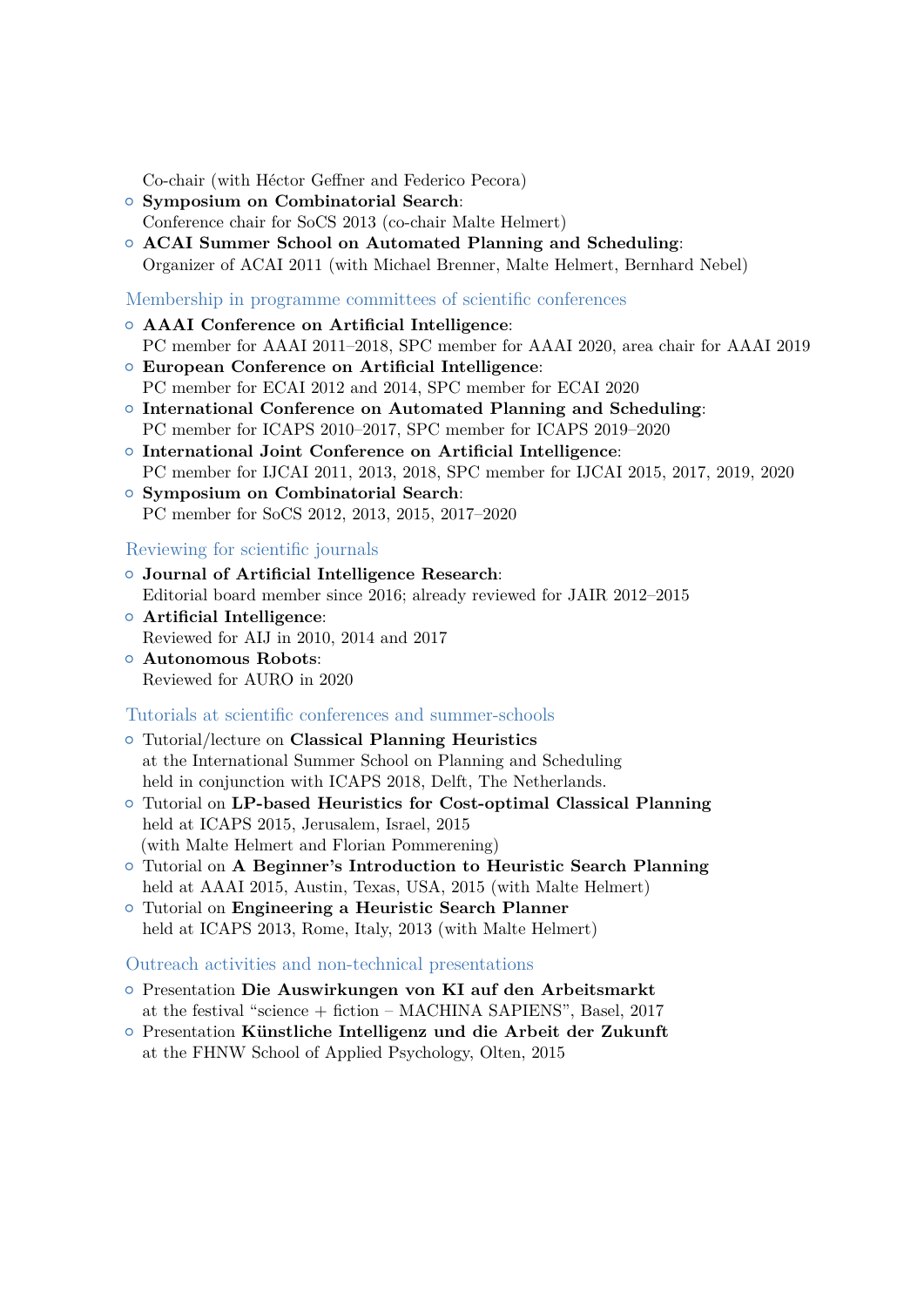Co-chair (with Héctor Geffner and Federico Pecora)

- **Symposium on Combinatorial Search**:
  Conference chair for SoCS 2013 (co-chair Malte Helmert)
- **ACAI Summer School on Automated Planning and Scheduling**:
  Organizer of ACAI 2011 (with Michael Brenner, Malte Helmert, Bernhard Nebel)

## Membership in programme committees of scientific conferences

- **AAAI Conference on Artificial Intelligence**:
  PC member for AAAI 2011–2018, SPC member for AAAI 2020, area chair for AAAI 2019
- **European Conference on Artificial Intelligence**:
  PC member for ECAI 2012 and 2014, SPC member for ECAI 2020
- **International Conference on Automated Planning and Scheduling**:
  PC member for ICAPS 2010–2017, SPC member for ICAPS 2019–2020
- **International Joint Conference on Artificial Intelligence**:
  PC member for IJCAI 2011, 2013, 2018, SPC member for IJCAI 2015, 2017, 2019, 2020
- **Symposium on Combinatorial Search**:
  PC member for SoCS 2012, 2013, 2015, 2017–2020

## Reviewing for scientific journals

- **Journal of Artificial Intelligence Research**:
  Editorial board member since 2016; already reviewed for JAIR 2012–2015
- **Artificial Intelligence**:
  Reviewed for AIJ in 2010, 2014 and 2017
- **Autonomous Robots**:
  Reviewed for AURO in 2020

## Tutorials at scientific conferences and summer-schools

- Tutorial/lecture on **Classical Planning Heuristics**
  at the International Summer School on Planning and Scheduling
  held in conjunction with ICAPS 2018, Delft, The Netherlands.
- Tutorial on **LP-based Heuristics for Cost-optimal Classical Planning**
  held at ICAPS 2015, Jerusalem, Israel, 2015
  (with Malte Helmert and Florian Pommerening)
- Tutorial on **A Beginner's Introduction to Heuristic Search Planning**
  held at AAAI 2015, Austin, Texas, USA, 2015 (with Malte Helmert)
- Tutorial on **Engineering a Heuristic Search Planner**
  held at ICAPS 2013, Rome, Italy, 2013 (with Malte Helmert)

## Outreach activities and non-technical presentations

- Presentation **Die Auswirkungen von KI auf den Arbeitsmarkt**
  at the festival "science + fiction – MACHINA SAPIENS", Basel, 2017
- Presentation **Künstliche Intelligenz und die Arbeit der Zukunft**
  at the FHNW School of Applied Psychology, Olten, 2015